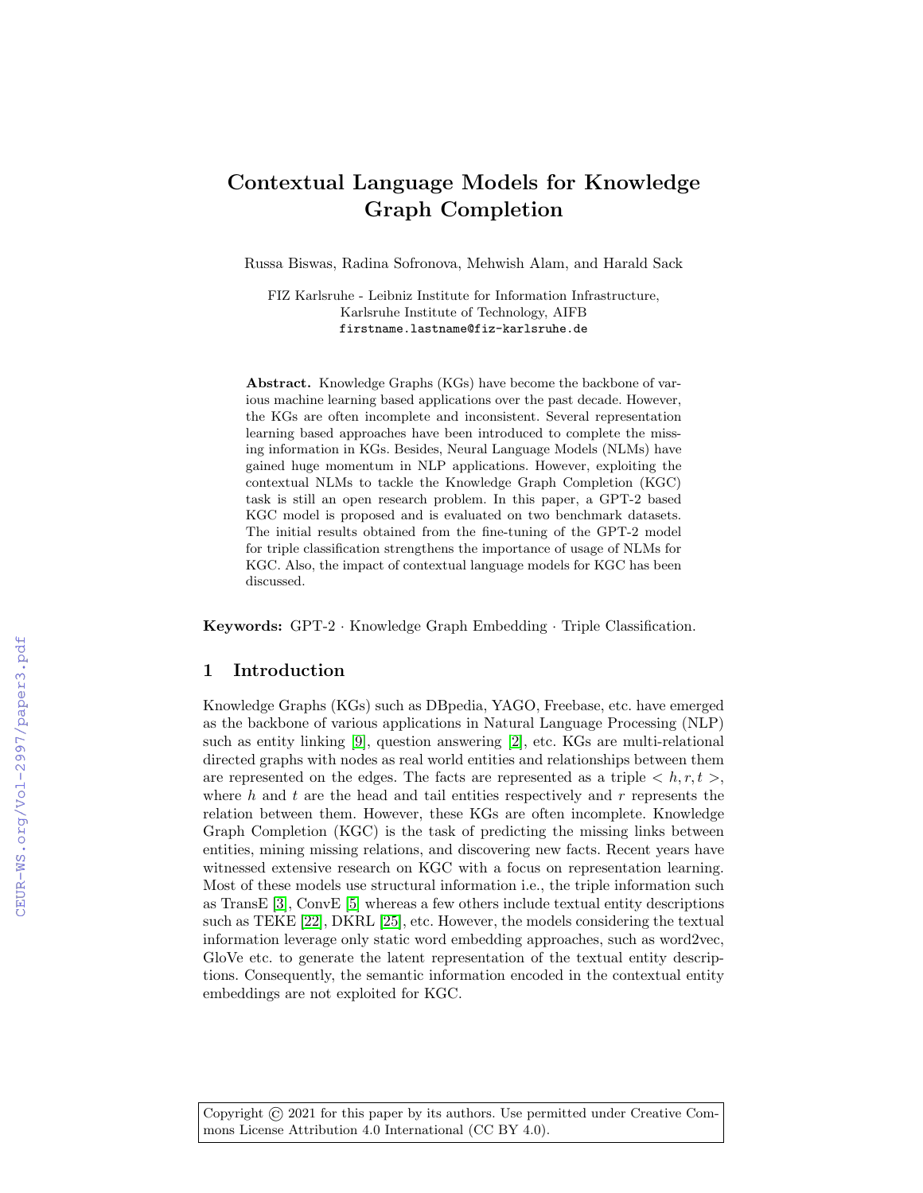# Contextual Language Models for Knowledge Graph Completion

Russa Biswas, Radina Sofronova, Mehwish Alam, and Harald Sack

FIZ Karlsruhe - Leibniz Institute for Information Infrastructure,
Karlsruhe Institute of Technology, AIFB
firstname.lastname@fiz-karlsruhe.de

**Abstract.** Knowledge Graphs (KGs) have become the backbone of various machine learning based applications over the past decade. However, the KGs are often incomplete and inconsistent. Several representation learning based approaches have been introduced to complete the missing information in KGs. Besides, Neural Language Models (NLMs) have gained huge momentum in NLP applications. However, exploiting the contextual NLMs to tackle the Knowledge Graph Completion (KGC) task is still an open research problem. In this paper, a GPT-2 based KGC model is proposed and is evaluated on two benchmark datasets. The initial results obtained from the fine-tuning of the GPT-2 model for triple classification strengthens the importance of usage of NLMs for KGC. Also, the impact of contextual language models for KGC has been discussed.

**Keywords:** GPT-2 · Knowledge Graph Embedding · Triple Classification.

## 1 Introduction

Knowledge Graphs (KGs) such as DBpedia, YAGO, Freebase, etc. have emerged as the backbone of various applications in Natural Language Processing (NLP) such as entity linking [9], question answering [2], etc. KGs are multi-relational directed graphs with nodes as real world entities and relationships between them are represented on the edges. The facts are represented as a triple $< h, r, t >$, where $h$ and $t$ are the head and tail entities respectively and $r$ represents the relation between them. However, these KGs are often incomplete. Knowledge Graph Completion (KGC) is the task of predicting the missing links between entities, mining missing relations, and discovering new facts. Recent years have witnessed extensive research on KGC with a focus on representation learning. Most of these models use structural information i.e., the triple information such as TransE [3], ConvE [5] whereas a few others include textual entity descriptions such as TEKE [22], DKRL [25], etc. However, the models considering the textual information leverage only static word embedding approaches, such as word2vec, GloVe etc. to generate the latent representation of the textual entity descriptions. Consequently, the semantic information encoded in the contextual entity embeddings are not exploited for KGC.

Copyright © 2021 for this paper by its authors. Use permitted under Creative Commons License Attribution 4.0 International (CC BY 4.0).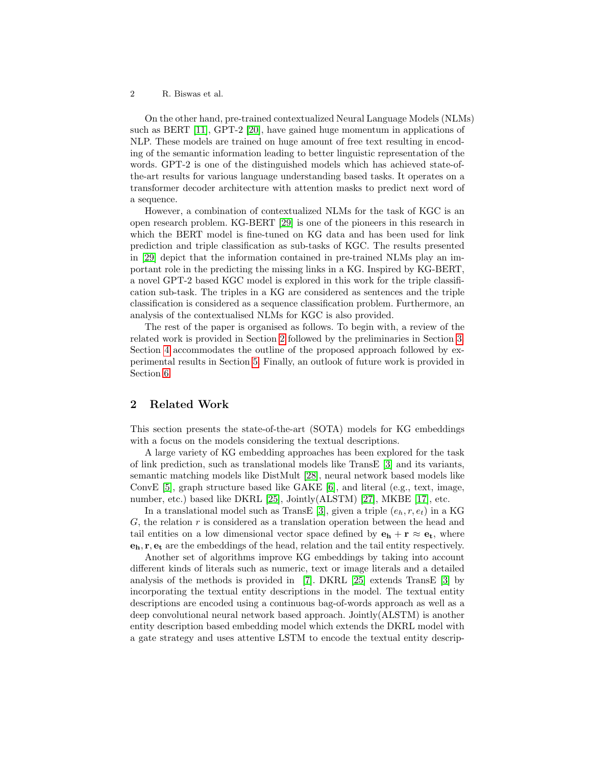On the other hand, pre-trained contextualized Neural Language Models (NLMs) such as BERT [11], GPT-2 [20], have gained huge momentum in applications of NLP. These models are trained on huge amount of free text resulting in encoding of the semantic information leading to better linguistic representation of the words. GPT-2 is one of the distinguished models which has achieved state-of-the-art results for various language understanding based tasks. It operates on a transformer decoder architecture with attention masks to predict next word of a sequence.

However, a combination of contextualized NLMs for the task of KGC is an open research problem. KG-BERT [29] is one of the pioneers in this research in which the BERT model is fine-tuned on KG data and has been used for link prediction and triple classification as sub-tasks of KGC. The results presented in [29] depict that the information contained in pre-trained NLMs play an important role in the predicting the missing links in a KG. Inspired by KG-BERT, a novel GPT-2 based KGC model is explored in this work for the triple classification sub-task. The triples in a KG are considered as sentences and the triple classification is considered as a sequence classification problem. Furthermore, an analysis of the contextualised NLMs for KGC is also provided.

The rest of the paper is organised as follows. To begin with, a review of the related work is provided in Section 2 followed by the preliminaries in Section 3. Section 4 accommodates the outline of the proposed approach followed by experimental results in Section 5. Finally, an outlook of future work is provided in Section 6.

## 2 Related Work

This section presents the state-of-the-art (SOTA) models for KG embeddings with a focus on the models considering the textual descriptions.

A large variety of KG embedding approaches has been explored for the task of link prediction, such as translational models like TransE [3] and its variants, semantic matching models like DistMult [28], neural network based models like ConvE [5], graph structure based like GAKE [6], and literal (e.g., text, image, number, etc.) based like DKRL [25], Jointly(ALSTM) [27], MKBE [17], etc.

In a translational model such as TransE [3], given a triple $(e_h, r, e_t)$ in a KG $G$, the relation $r$ is considered as a translation operation between the head and tail entities on a low dimensional vector space defined by $\mathbf{e_h} + \mathbf{r} \approx \mathbf{e_t}$, where $\mathbf{e_h}, \mathbf{r}, \mathbf{e_t}$ are the embeddings of the head, relation and the tail entity respectively.

Another set of algorithms improve KG embeddings by taking into account different kinds of literals such as numeric, text or image literals and a detailed analysis of the methods is provided in [7]. DKRL [25] extends TransE [3] by incorporating the textual entity descriptions in the model. The textual entity descriptions are encoded using a continuous bag-of-words approach as well as a deep convolutional neural network based approach. Jointly(ALSTM) is another entity description based embedding model which extends the DKRL model with a gate strategy and uses attentive LSTM to encode the textual entity descrip-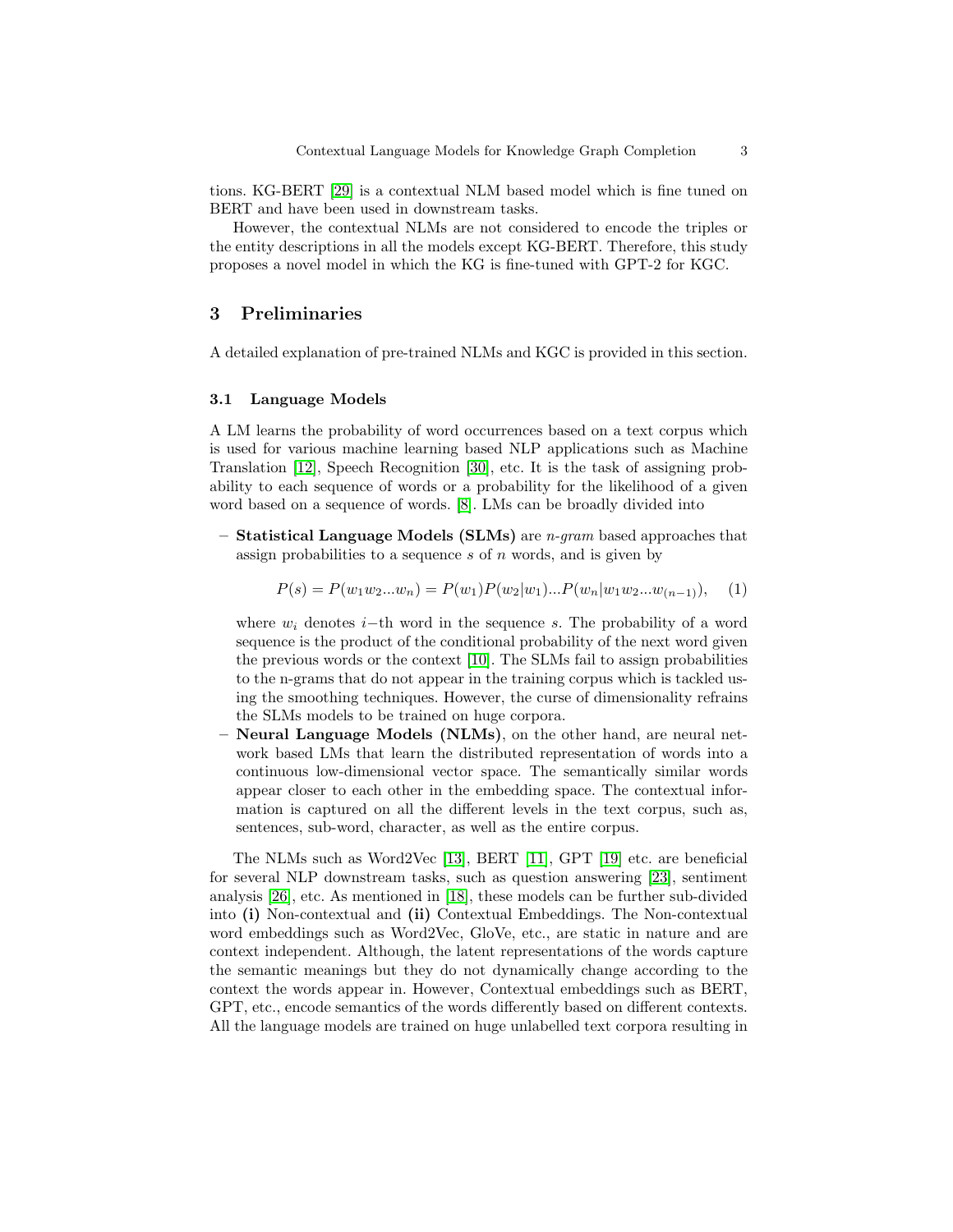tions. KG-BERT [29] is a contextual NLM based model which is fine tuned on BERT and have been used in downstream tasks.

However, the contextual NLMs are not considered to encode the triples or the entity descriptions in all the models except KG-BERT. Therefore, this study proposes a novel model in which the KG is fine-tuned with GPT-2 for KGC.

## 3 Preliminaries

A detailed explanation of pre-trained NLMs and KGC is provided in this section.

### 3.1 Language Models

A LM learns the probability of word occurrences based on a text corpus which is used for various machine learning based NLP applications such as Machine Translation [12], Speech Recognition [30], etc. It is the task of assigning probability to each sequence of words or a probability for the likelihood of a given word based on a sequence of words. [8]. LMs can be broadly divided into

- **Statistical Language Models (SLMs)** are *n-gram* based approaches that assign probabilities to a sequence $s$ of $n$ words, and is given by

$$P(s) = P(w_1 w_2 ... w_n) = P(w_1)P(w_2|w_1)...P(w_n|w_1 w_2 ... w_{(n-1)}), \quad (1)$$

  where $w_i$ denotes $i-$th word in the sequence $s$. The probability of a word sequence is the product of the conditional probability of the next word given the previous words or the context [10]. The SLMs fail to assign probabilities to the n-grams that do not appear in the training corpus which is tackled using the smoothing techniques. However, the curse of dimensionality refrains the SLMs models to be trained on huge corpora.
- **Neural Language Models (NLMs)**, on the other hand, are neural network based LMs that learn the distributed representation of words into a continuous low-dimensional vector space. The semantically similar words appear closer to each other in the embedding space. The contextual information is captured on all the different levels in the text corpus, such as, sentences, sub-word, character, as well as the entire corpus.

The NLMs such as Word2Vec [13], BERT [11], GPT [19] etc. are beneficial for several NLP downstream tasks, such as question answering [23], sentiment analysis [26], etc. As mentioned in [18], these models can be further sub-divided into **(i)** Non-contextual and **(ii)** Contextual Embeddings. The Non-contextual word embeddings such as Word2Vec, GloVe, etc., are static in nature and are context independent. Although, the latent representations of the words capture the semantic meanings but they do not dynamically change according to the context the words appear in. However, Contextual embeddings such as BERT, GPT, etc., encode semantics of the words differently based on different contexts. All the language models are trained on huge unlabelled text corpora resulting in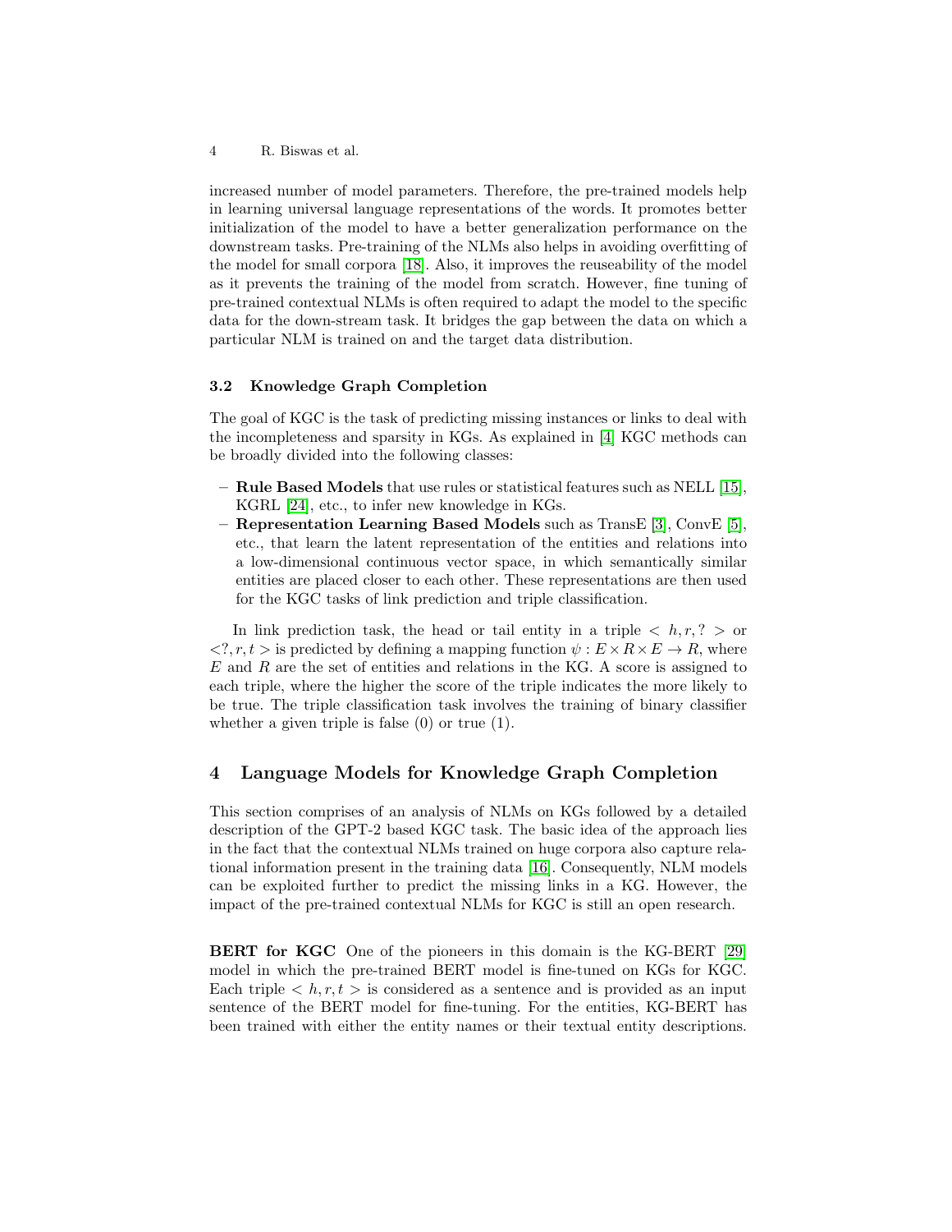increased number of model parameters. Therefore, the pre-trained models help in learning universal language representations of the words. It promotes better initialization of the model to have a better generalization performance on the downstream tasks. Pre-training of the NLMs also helps in avoiding overfitting of the model for small corpora [18]. Also, it improves the reuseability of the model as it prevents the training of the model from scratch. However, fine tuning of pre-trained contextual NLMs is often required to adapt the model to the specific data for the down-stream task. It bridges the gap between the data on which a particular NLM is trained on and the target data distribution.

### 3.2 Knowledge Graph Completion

The goal of KGC is the task of predicting missing instances or links to deal with the incompleteness and sparsity in KGs. As explained in [4] KGC methods can be broadly divided into the following classes:

- **Rule Based Models** that use rules or statistical features such as NELL [15], KGRL [24], etc., to infer new knowledge in KGs.
- **Representation Learning Based Models** such as TransE [3], ConvE [5], etc., that learn the latent representation of the entities and relations into a low-dimensional continuous vector space, in which semantically similar entities are placed closer to each other. These representations are then used for the KGC tasks of link prediction and triple classification.

In link prediction task, the head or tail entity in a triple $< h, r, ? >$ or $<?, r, t>$ is predicted by defining a mapping function $\psi : E \times R \times E \rightarrow R$, where $E$ and $R$ are the set of entities and relations in the KG. A score is assigned to each triple, where the higher the score of the triple indicates the more likely to be true. The triple classification task involves the training of binary classifier whether a given triple is false (0) or true (1).

## 4 Language Models for Knowledge Graph Completion

This section comprises of an analysis of NLMs on KGs followed by a detailed description of the GPT-2 based KGC task. The basic idea of the approach lies in the fact that the contextual NLMs trained on huge corpora also capture relational information present in the training data [16]. Consequently, NLM models can be exploited further to predict the missing links in a KG. However, the impact of the pre-trained contextual NLMs for KGC is still an open research.

**BERT for KGC** One of the pioneers in this domain is the KG-BERT [29] model in which the pre-trained BERT model is fine-tuned on KGs for KGC. Each triple $< h, r, t >$ is considered as a sentence and is provided as an input sentence of the BERT model for fine-tuning. For the entities, KG-BERT has been trained with either the entity names or their textual entity descriptions.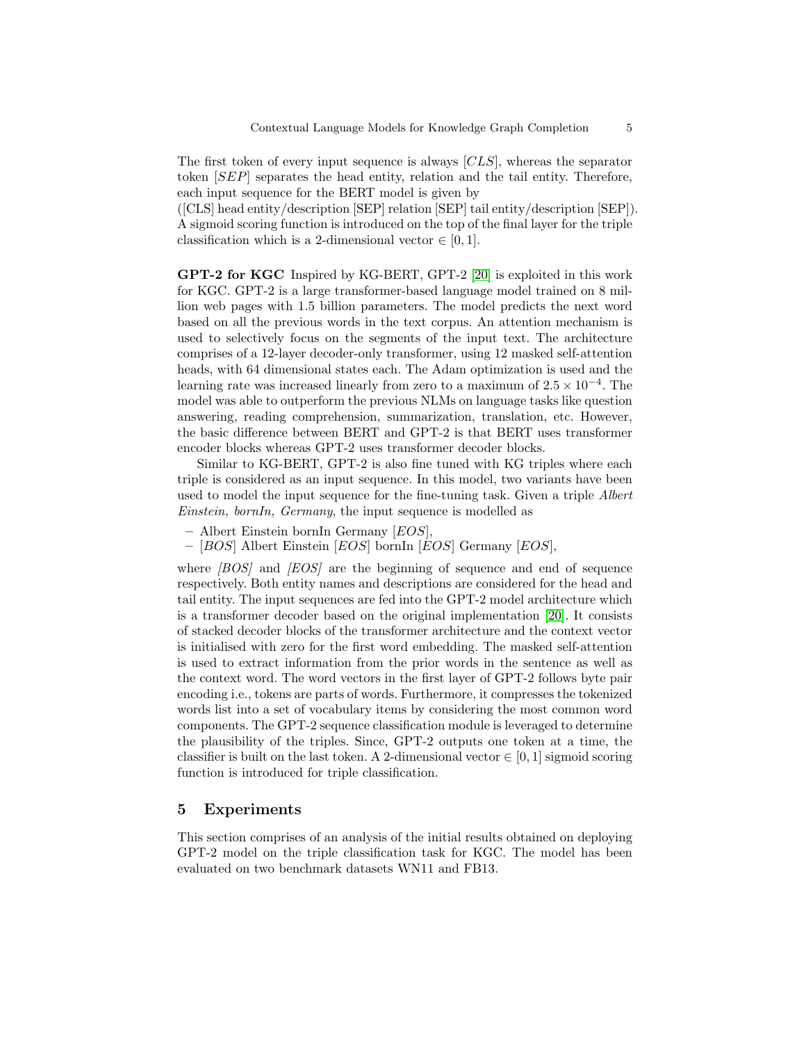The first token of every input sequence is always $[CLS]$, whereas the separator token $[SEP]$ separates the head entity, relation and the tail entity. Therefore, each input sequence for the BERT model is given by
([CLS] head entity/description [SEP] relation [SEP] tail entity/description [SEP]). A sigmoid scoring function is introduced on the top of the final layer for the triple classification which is a 2-dimensional vector $\in [0, 1]$.

**GPT-2 for KGC** Inspired by KG-BERT, GPT-2 [20] is exploited in this work for KGC. GPT-2 is a large transformer-based language model trained on 8 million web pages with 1.5 billion parameters. The model predicts the next word based on all the previous words in the text corpus. An attention mechanism is used to selectively focus on the segments of the input text. The architecture comprises of a 12-layer decoder-only transformer, using 12 masked self-attention heads, with 64 dimensional states each. The Adam optimization is used and the learning rate was increased linearly from zero to a maximum of $2.5 \times 10^{-4}$. The model was able to outperform the previous NLMs on language tasks like question answering, reading comprehension, summarization, translation, etc. However, the basic difference between BERT and GPT-2 is that BERT uses transformer encoder blocks whereas GPT-2 uses transformer decoder blocks.

Similar to KG-BERT, GPT-2 is also fine tuned with KG triples where each triple is considered as an input sequence. In this model, two variants have been used to model the input sequence for the fine-tuning task. Given a triple *Albert Einstein, bornIn, Germany*, the input sequence is modelled as

- Albert Einstein bornIn Germany $[EOS]$,
- $[BOS]$ Albert Einstein $[EOS]$ bornIn $[EOS]$ Germany $[EOS]$,

where *[BOS]* and *[EOS]* are the beginning of sequence and end of sequence respectively. Both entity names and descriptions are considered for the head and tail entity. The input sequences are fed into the GPT-2 model architecture which is a transformer decoder based on the original implementation [20]. It consists of stacked decoder blocks of the transformer architecture and the context vector is initialised with zero for the first word embedding. The masked self-attention is used to extract information from the prior words in the sentence as well as the context word. The word vectors in the first layer of GPT-2 follows byte pair encoding i.e., tokens are parts of words. Furthermore, it compresses the tokenized words list into a set of vocabulary items by considering the most common word components. The GPT-2 sequence classification module is leveraged to determine the plausibility of the triples. Since, GPT-2 outputs one token at a time, the classifier is built on the last token. A 2-dimensional vector $\in [0, 1]$ sigmoid scoring function is introduced for triple classification.

## 5 Experiments

This section comprises of an analysis of the initial results obtained on deploying GPT-2 model on the triple classification task for KGC. The model has been evaluated on two benchmark datasets WN11 and FB13.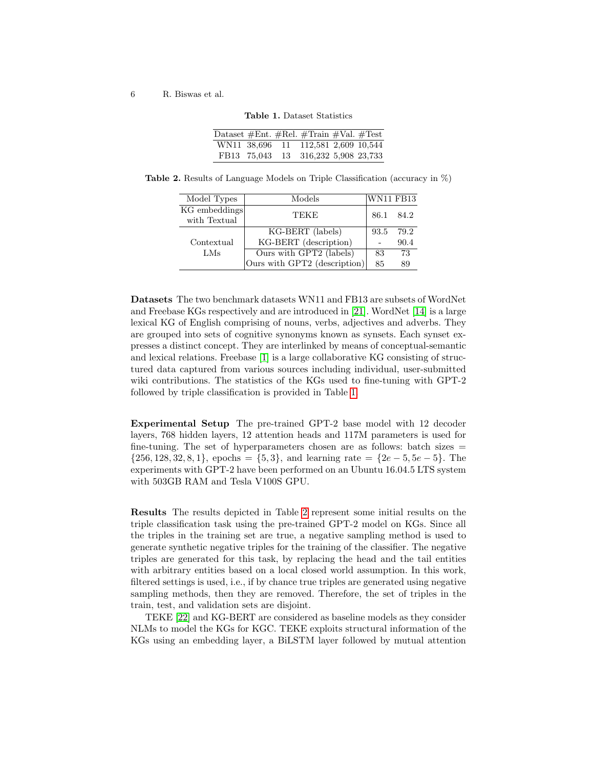**Table 1.** Dataset Statistics

| Dataset | #Ent. | #Rel. | #Train | #Val. | #Test |
|---|---|---|---|---|---|
| WN11 | 38,696 | 11 | 112,581 | 2,609 | 10,544 |
| FB13 | 75,043 | 13 | 316,232 | 5,908 | 23,733 |

**Table 2.** Results of Language Models on Triple Classification (accuracy in %)

| Model Types | Models | WN11 | FB13 |
|---|---|---|---|
| KG embeddings with Textual | TEKE | 86.1 | 84.2 |
| Contextual LMs | KG-BERT (labels) | 93.5 | 79.2 |
| | KG-BERT (description) | - | 90.4 |
| | Ours with GPT2 (labels) | 83 | 73 |
| | Ours with GPT2 (description) | 85 | 89 |

**Datasets** The two benchmark datasets WN11 and FB13 are subsets of WordNet and Freebase KGs respectively and are introduced in [21]. WordNet [14] is a large lexical KG of English comprising of nouns, verbs, adjectives and adverbs. They are grouped into sets of cognitive synonyms known as synsets. Each synset expresses a distinct concept. They are interlinked by means of conceptual-semantic and lexical relations. Freebase [1] is a large collaborative KG consisting of structured data captured from various sources including individual, user-submitted wiki contributions. The statistics of the KGs used to fine-tuning with GPT-2 followed by triple classification is provided in Table 1.

**Experimental Setup** The pre-trained GPT-2 base model with 12 decoder layers, 768 hidden layers, 12 attention heads and 117M parameters is used for fine-tuning. The set of hyperparameters chosen are as follows: batch sizes = $\{256, 128, 32, 8, 1\}$, epochs = $\{5, 3\}$, and learning rate = $\{2e-5, 5e-5\}$. The experiments with GPT-2 have been performed on an Ubuntu 16.04.5 LTS system with 503GB RAM and Tesla V100S GPU.

**Results** The results depicted in Table 2 represent some initial results on the triple classification task using the pre-trained GPT-2 model on KGs. Since all the triples in the training set are true, a negative sampling method is used to generate synthetic negative triples for the training of the classifier. The negative triples are generated for this task, by replacing the head and the tail entities with arbitrary entities based on a local closed world assumption. In this work, filtered settings is used, i.e., if by chance true triples are generated using negative sampling methods, then they are removed. Therefore, the set of triples in the train, test, and validation sets are disjoint.

TEKE [22] and KG-BERT are considered as baseline models as they consider NLMs to model the KGs for KGC. TEKE exploits structural information of the KGs using an embedding layer, a BiLSTM layer followed by mutual attention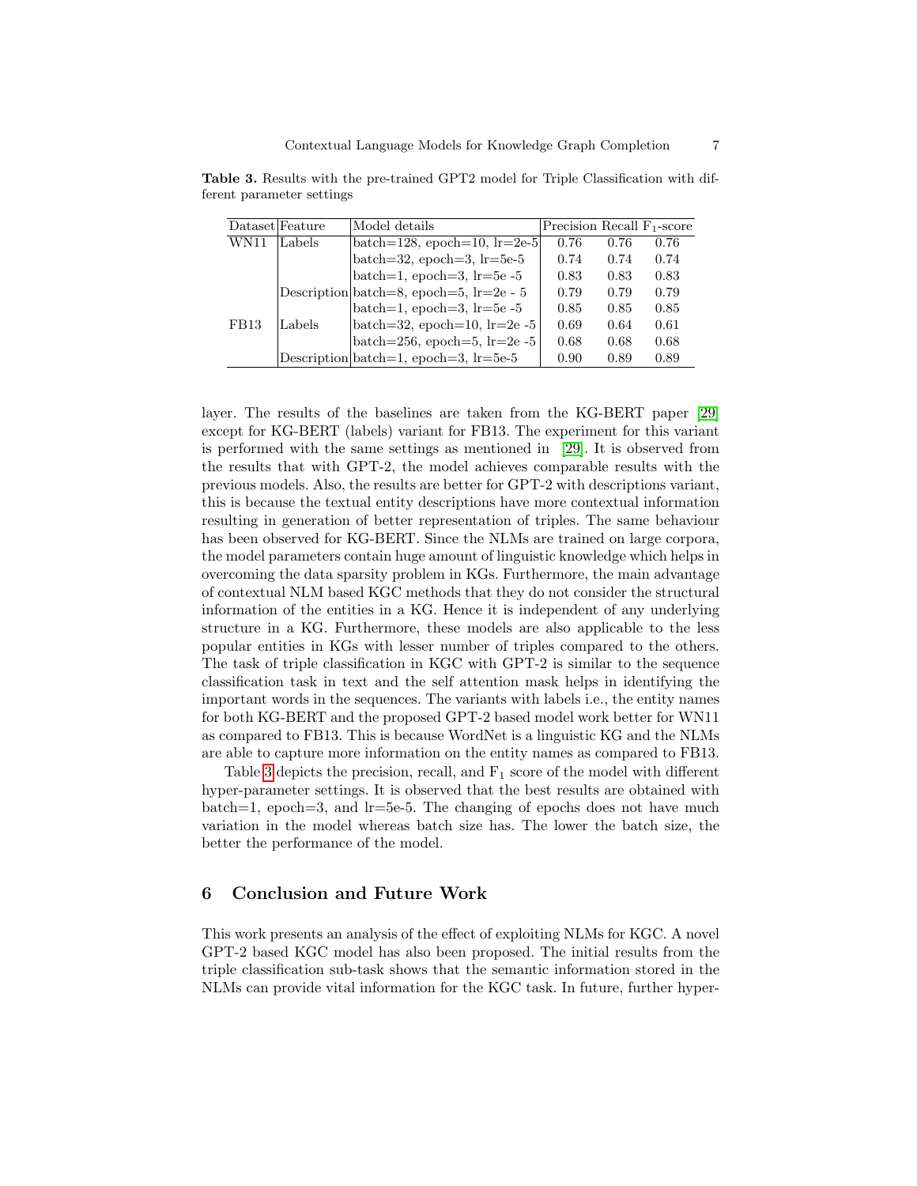**Table 3.** Results with the pre-trained GPT2 model for Triple Classification with different parameter settings

| Dataset | Feature | Model details | Precision | Recall | $F_1$-score |
|---|---|---|---|---|---|
| WN11 | Labels | batch=128, epoch=10, lr=2e-5 | 0.76 | 0.76 | 0.76 |
| | | batch=32, epoch=3, lr=5e-5 | 0.74 | 0.74 | 0.74 |
| | | batch=1, epoch=3, lr=5e -5 | 0.83 | 0.83 | 0.83 |
| | Description | batch=8, epoch=5, lr=2e - 5 | 0.79 | 0.79 | 0.79 |
| | | batch=1, epoch=3, lr=5e -5 | 0.85 | 0.85 | 0.85 |
| FB13 | Labels | batch=32, epoch=10, lr=2e -5 | 0.69 | 0.64 | 0.61 |
| | | batch=256, epoch=5, lr=2e -5 | 0.68 | 0.68 | 0.68 |
| | Description | batch=1, epoch=3, lr=5e-5 | 0.90 | 0.89 | 0.89 |

layer. The results of the baselines are taken from the KG-BERT paper [29] except for KG-BERT (labels) variant for FB13. The experiment for this variant is performed with the same settings as mentioned in [29]. It is observed from the results that with GPT-2, the model achieves comparable results with the previous models. Also, the results are better for GPT-2 with descriptions variant, this is because the textual entity descriptions have more contextual information resulting in generation of better representation of triples. The same behaviour has been observed for KG-BERT. Since the NLMs are trained on large corpora, the model parameters contain huge amount of linguistic knowledge which helps in overcoming the data sparsity problem in KGs. Furthermore, the main advantage of contextual NLM based KGC methods that they do not consider the structural information of the entities in a KG. Hence it is independent of any underlying structure in a KG. Furthermore, these models are also applicable to the less popular entities in KGs with lesser number of triples compared to the others. The task of triple classification in KGC with GPT-2 is similar to the sequence classification task in text and the self attention mask helps in identifying the important words in the sequences. The variants with labels i.e., the entity names for both KG-BERT and the proposed GPT-2 based model work better for WN11 as compared to FB13. This is because WordNet is a linguistic KG and the NLMs are able to capture more information on the entity names as compared to FB13.

Table 3 depicts the precision, recall, and $F_1$ score of the model with different hyper-parameter settings. It is observed that the best results are obtained with batch=1, epoch=3, and lr=5e-5. The changing of epochs does not have much variation in the model whereas batch size has. The lower the batch size, the better the performance of the model.

## 6 Conclusion and Future Work

This work presents an analysis of the effect of exploiting NLMs for KGC. A novel GPT-2 based KGC model has also been proposed. The initial results from the triple classification sub-task shows that the semantic information stored in the NLMs can provide vital information for the KGC task. In future, further hyper-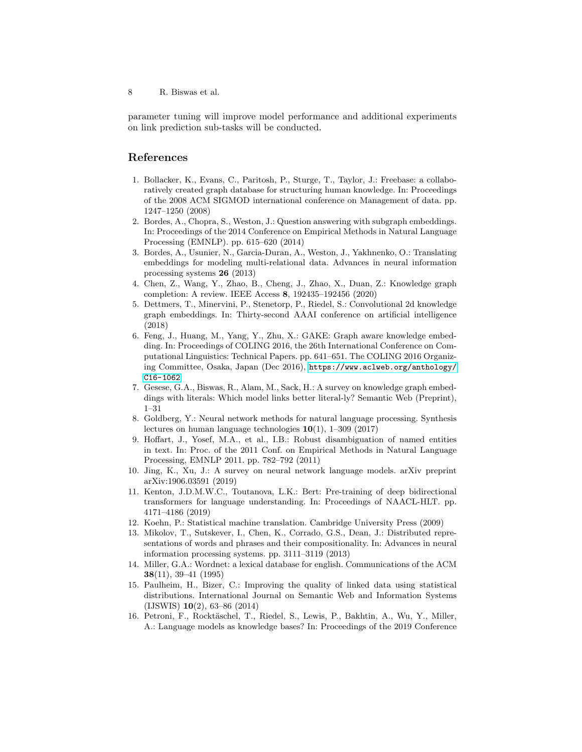parameter tuning will improve model performance and additional experiments on link prediction sub-tasks will be conducted.

## References

1. Bollacker, K., Evans, C., Paritosh, P., Sturge, T., Taylor, J.: Freebase: a collaboratively created graph database for structuring human knowledge. In: Proceedings of the 2008 ACM SIGMOD international conference on Management of data. pp. 1247–1250 (2008)
2. Bordes, A., Chopra, S., Weston, J.: Question answering with subgraph embeddings. In: Proceedings of the 2014 Conference on Empirical Methods in Natural Language Processing (EMNLP). pp. 615–620 (2014)
3. Bordes, A., Usunier, N., Garcia-Duran, A., Weston, J., Yakhnenko, O.: Translating embeddings for modeling multi-relational data. Advances in neural information processing systems **26** (2013)
4. Chen, Z., Wang, Y., Zhao, B., Cheng, J., Zhao, X., Duan, Z.: Knowledge graph completion: A review. IEEE Access **8**, 192435–192456 (2020)
5. Dettmers, T., Minervini, P., Stenetorp, P., Riedel, S.: Convolutional 2d knowledge graph embeddings. In: Thirty-second AAAI conference on artificial intelligence (2018)
6. Feng, J., Huang, M., Yang, Y., Zhu, X.: GAKE: Graph aware knowledge embedding. In: Proceedings of COLING 2016, the 26th International Conference on Computational Linguistics: Technical Papers. pp. 641–651. The COLING 2016 Organizing Committee, Osaka, Japan (Dec 2016), `https://www.aclweb.org/anthology/C16-1062`
7. Gesese, G.A., Biswas, R., Alam, M., Sack, H.: A survey on knowledge graph embeddings with literals: Which model links better literal-ly? Semantic Web (Preprint), 1–31
8. Goldberg, Y.: Neural network methods for natural language processing. Synthesis lectures on human language technologies **10**(1), 1–309 (2017)
9. Hoffart, J., Yosef, M.A., et al., I.B.: Robust disambiguation of named entities in text. In: Proc. of the 2011 Conf. on Empirical Methods in Natural Language Processing, EMNLP 2011. pp. 782–792 (2011)
10. Jing, K., Xu, J.: A survey on neural network language models. arXiv preprint arXiv:1906.03591 (2019)
11. Kenton, J.D.M.W.C., Toutanova, L.K.: Bert: Pre-training of deep bidirectional transformers for language understanding. In: Proceedings of NAACL-HLT. pp. 4171–4186 (2019)
12. Koehn, P.: Statistical machine translation. Cambridge University Press (2009)
13. Mikolov, T., Sutskever, I., Chen, K., Corrado, G.S., Dean, J.: Distributed representations of words and phrases and their compositionality. In: Advances in neural information processing systems. pp. 3111–3119 (2013)
14. Miller, G.A.: Wordnet: a lexical database for english. Communications of the ACM **38**(11), 39–41 (1995)
15. Paulheim, H., Bizer, C.: Improving the quality of linked data using statistical distributions. International Journal on Semantic Web and Information Systems (IJSWIS) **10**(2), 63–86 (2014)
16. Petroni, F., Rocktäschel, T., Riedel, S., Lewis, P., Bakhtin, A., Wu, Y., Miller, A.: Language models as knowledge bases? In: Proceedings of the 2019 Conference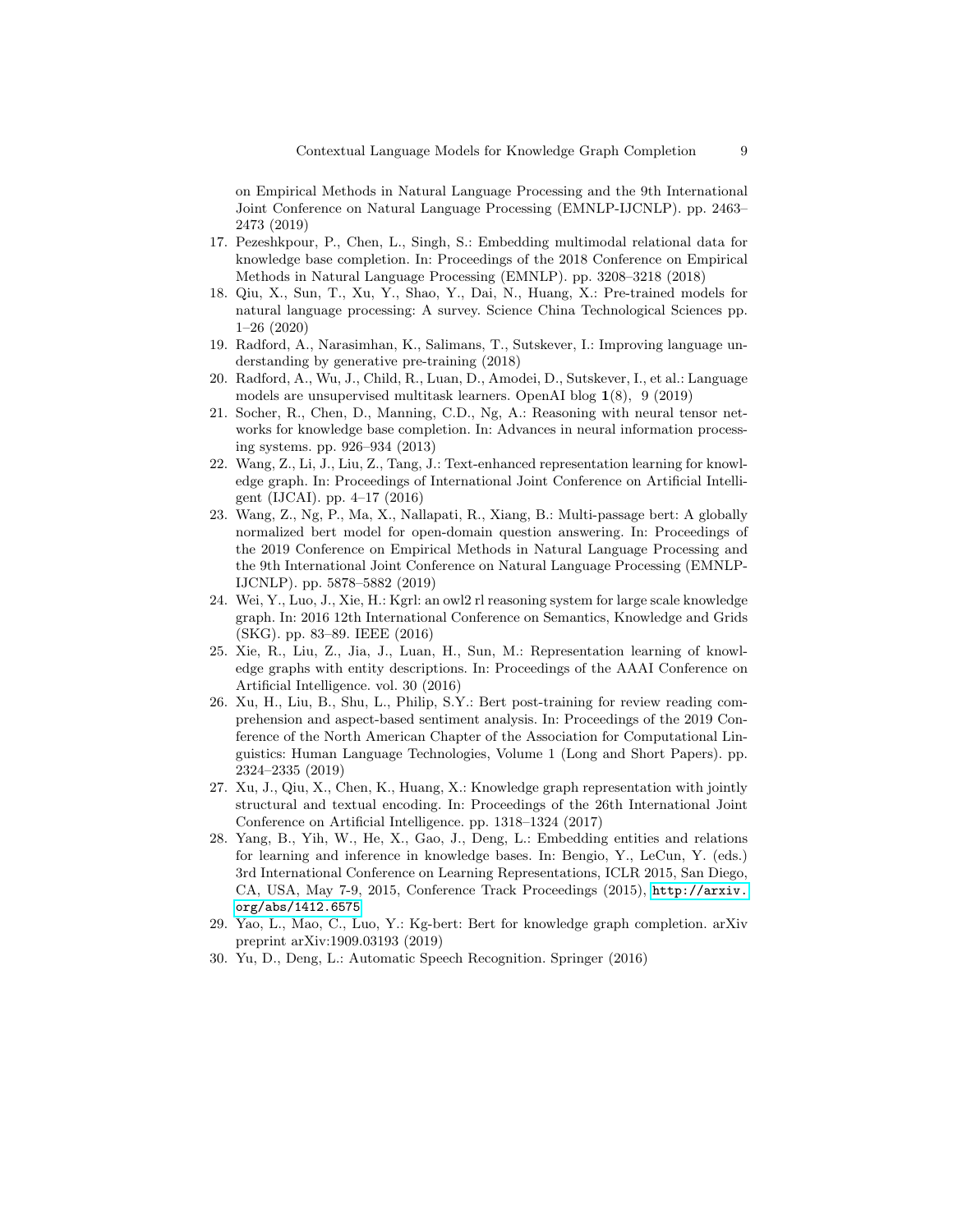on Empirical Methods in Natural Language Processing and the 9th International Joint Conference on Natural Language Processing (EMNLP-IJCNLP). pp. 2463–2473 (2019)

17. Pezeshkpour, P., Chen, L., Singh, S.: Embedding multimodal relational data for knowledge base completion. In: Proceedings of the 2018 Conference on Empirical Methods in Natural Language Processing (EMNLP). pp. 3208–3218 (2018)
18. Qiu, X., Sun, T., Xu, Y., Shao, Y., Dai, N., Huang, X.: Pre-trained models for natural language processing: A survey. Science China Technological Sciences pp. 1–26 (2020)
19. Radford, A., Narasimhan, K., Salimans, T., Sutskever, I.: Improving language understanding by generative pre-training (2018)
20. Radford, A., Wu, J., Child, R., Luan, D., Amodei, D., Sutskever, I., et al.: Language models are unsupervised multitask learners. OpenAI blog **1**(8), 9 (2019)
21. Socher, R., Chen, D., Manning, C.D., Ng, A.: Reasoning with neural tensor networks for knowledge base completion. In: Advances in neural information processing systems. pp. 926–934 (2013)
22. Wang, Z., Li, J., Liu, Z., Tang, J.: Text-enhanced representation learning for knowledge graph. In: Proceedings of International Joint Conference on Artificial Intelligent (IJCAI). pp. 4–17 (2016)
23. Wang, Z., Ng, P., Ma, X., Nallapati, R., Xiang, B.: Multi-passage bert: A globally normalized bert model for open-domain question answering. In: Proceedings of the 2019 Conference on Empirical Methods in Natural Language Processing and the 9th International Joint Conference on Natural Language Processing (EMNLP-IJCNLP). pp. 5878–5882 (2019)
24. Wei, Y., Luo, J., Xie, H.: Kgrl: an owl2 rl reasoning system for large scale knowledge graph. In: 2016 12th International Conference on Semantics, Knowledge and Grids (SKG). pp. 83–89. IEEE (2016)
25. Xie, R., Liu, Z., Jia, J., Luan, H., Sun, M.: Representation learning of knowledge graphs with entity descriptions. In: Proceedings of the AAAI Conference on Artificial Intelligence. vol. 30 (2016)
26. Xu, H., Liu, B., Shu, L., Philip, S.Y.: Bert post-training for review reading comprehension and aspect-based sentiment analysis. In: Proceedings of the 2019 Conference of the North American Chapter of the Association for Computational Linguistics: Human Language Technologies, Volume 1 (Long and Short Papers). pp. 2324–2335 (2019)
27. Xu, J., Qiu, X., Chen, K., Huang, X.: Knowledge graph representation with jointly structural and textual encoding. In: Proceedings of the 26th International Joint Conference on Artificial Intelligence. pp. 1318–1324 (2017)
28. Yang, B., Yih, W., He, X., Gao, J., Deng, L.: Embedding entities and relations for learning and inference in knowledge bases. In: Bengio, Y., LeCun, Y. (eds.) 3rd International Conference on Learning Representations, ICLR 2015, San Diego, CA, USA, May 7-9, 2015, Conference Track Proceedings (2015), `http://arxiv.org/abs/1412.6575`
29. Yao, L., Mao, C., Luo, Y.: Kg-bert: Bert for knowledge graph completion. arXiv preprint arXiv:1909.03193 (2019)
30. Yu, D., Deng, L.: Automatic Speech Recognition. Springer (2016)